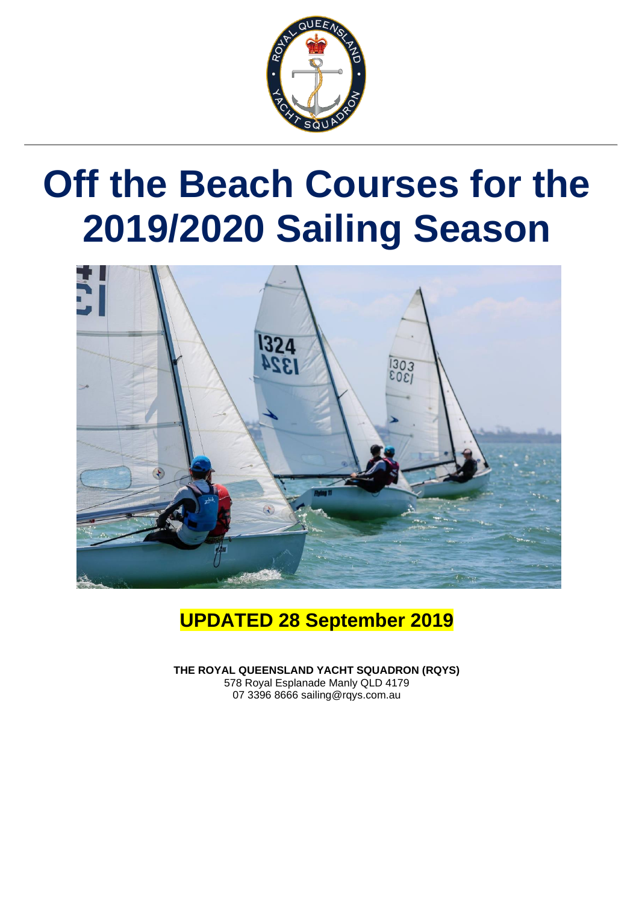# Off the Beach Courses for the 2019/2020 Sailing Season

**UPDATED 28 September 2019**

**THE ROYAL QUEENSLAND YACHT SQUADRON (RQYS)**
578 Royal Esplanade Manly QLD 4179
07 3396 8666 sailing@rqys.com.au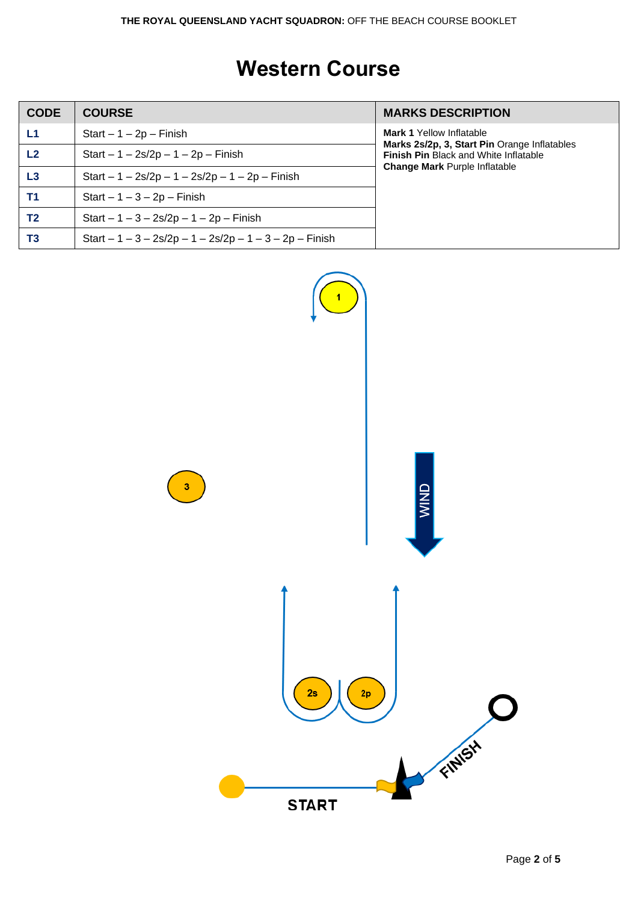# Western Course

| CODE | COURSE | MARKS DESCRIPTION |
|---|---|---|
| L1 | Start – 1 – 2p – Finish | **Mark 1** Yellow Inflatable<br>**Marks 2s/2p, 3, Start Pin** Orange Inflatables<br>**Finish Pin** Black and White Inflatable<br>**Change Mark** Purple Inflatable |
| L2 | Start – 1 – 2s/2p – 1 – 2p – Finish | |
| L3 | Start – 1 – 2s/2p – 1 – 2s/2p – 1 – 2p – Finish | |
| T1 | Start – 1 – 3 – 2p – Finish | |
| T2 | Start – 1 – 3 – 2s/2p – 1 – 2p – Finish | |
| T3 | Start – 1 – 3 – 2s/2p – 1 – 2s/2p – 1 – 3 – 2p – Finish | |

1

3

WIND

2s

2p

FINISH

START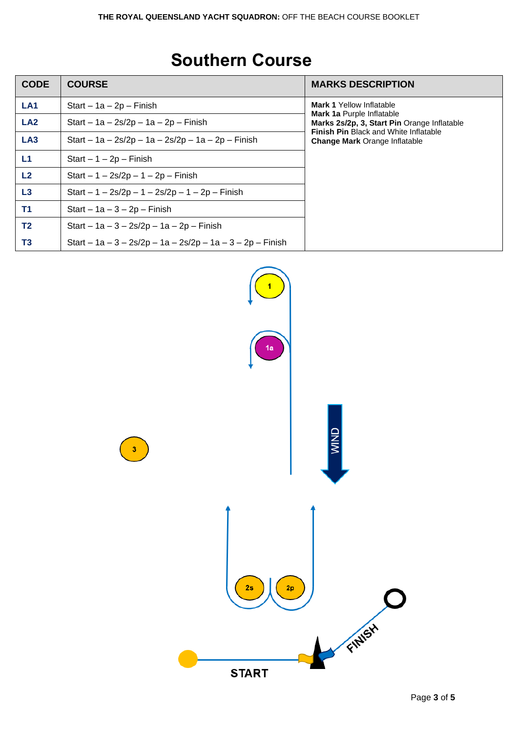# Southern Course

| CODE | COURSE | MARKS DESCRIPTION |
|---|---|---|
| **LA1** | Start – 1a – 2p – Finish | **Mark 1** Yellow Inflatable<br>**Mark 1a** Purple Inflatable<br>**Marks 2s/2p, 3, Start Pin** Orange Inflatable<br>**Finish Pin** Black and White Inflatable<br>**Change Mark** Orange Inflatable |
| **LA2** | Start – 1a – 2s/2p – 1a – 2p – Finish | |
| **LA3** | Start – 1a – 2s/2p – 1a – 2s/2p – 1a – 2p – Finish | |
| **L1** | Start – 1 – 2p – Finish | |
| **L2** | Start – 1 – 2s/2p – 1 – 2p – Finish | |
| **L3** | Start – 1 – 2s/2p – 1 – 2s/2p – 1 – 2p – Finish | |
| **T1** | Start – 1a – 3 – 2p – Finish | |
| **T2** | Start – 1a – 3 – 2s/2p – 1a – 2p – Finish | |
| **T3** | Start – 1a – 3 – 2s/2p – 1a – 2s/2p – 1a – 3 – 2p – Finish | |

1

1a

3

WIND

2s

2p

FINISH

START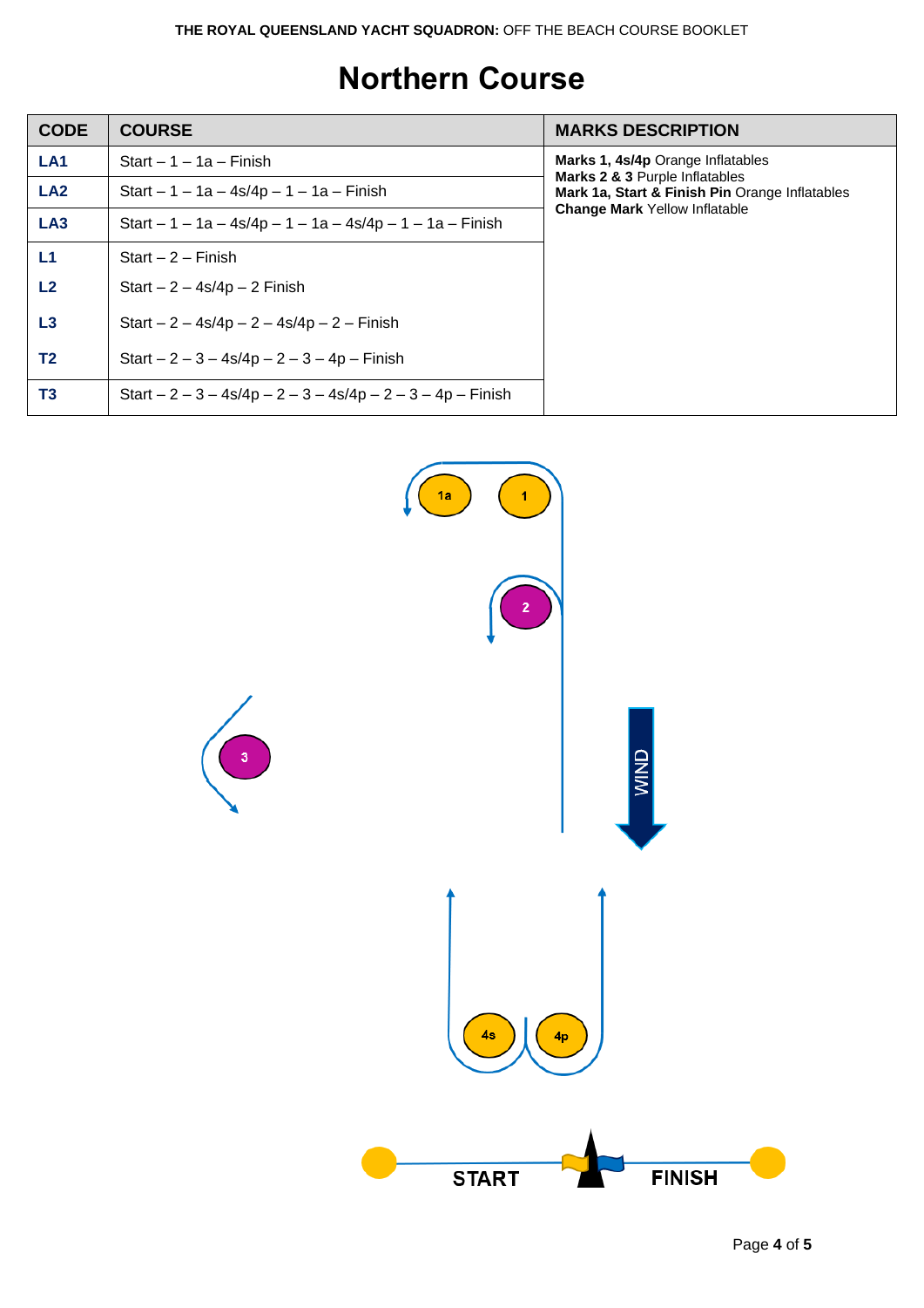# Northern Course

| CODE | COURSE | MARKS DESCRIPTION |
| --- | --- | --- |
| LA1 | Start – 1 – 1a – Finish | **Marks 1, 4s/4p** Orange Inflatables<br>**Marks 2 & 3** Purple Inflatables<br>**Mark 1a, Start & Finish Pin** Orange Inflatables<br>**Change Mark** Yellow Inflatable |
| LA2 | Start – 1 – 1a – 4s/4p – 1 – 1a – Finish | |
| LA3 | Start – 1 – 1a – 4s/4p – 1 – 1a – 4s/4p – 1 – 1a – Finish | |
| L1 | Start – 2 – Finish | |
| L2 | Start – 2 – 4s/4p – 2 Finish | |
| L3 | Start – 2 – 4s/4p – 2 – 4s/4p – 2 – Finish | |
| T2 | Start – 2 – 3 – 4s/4p – 2 – 3 – 4p – Finish | |
| T3 | Start – 2 – 3 – 4s/4p – 2 – 3 – 4s/4p – 2 – 3 – 4p – Finish | |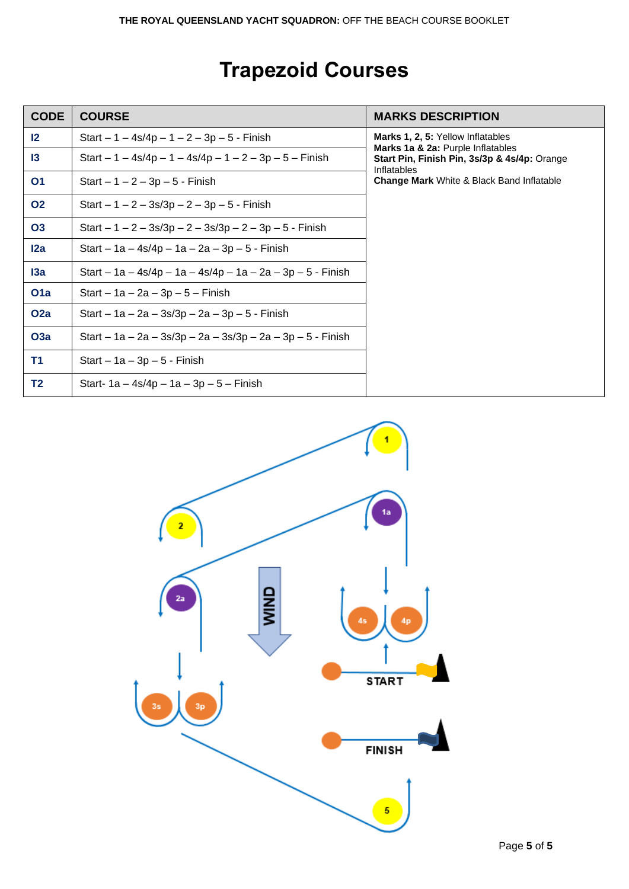# Trapezoid Courses

| CODE | COURSE | MARKS DESCRIPTION |
|---|---|---|
| I2 | Start – 1 – 4s/4p – 1 – 2 – 3p – 5 - Finish | **Marks 1, 2, 5:** Yellow Inflatables<br>**Marks 1a & 2a:** Purple Inflatables<br>**Start Pin, Finish Pin, 3s/3p & 4s/4p:** Orange Inflatables<br>**Change Mark** White & Black Band Inflatable |
| I3 | Start – 1 – 4s/4p – 1 – 4s/4p – 1 – 2 – 3p – 5 – Finish | |
| O1 | Start – 1 – 2 – 3p – 5 - Finish | |
| O2 | Start – 1 – 2 – 3s/3p – 2 – 3p – 5 - Finish | |
| O3 | Start – 1 – 2 – 3s/3p – 2 – 3s/3p – 2 – 3p – 5 - Finish | |
| I2a | Start – 1a – 4s/4p – 1a – 2a – 3p – 5 - Finish | |
| I3a | Start – 1a – 4s/4p – 1a – 4s/4p – 1a – 2a – 3p – 5 - Finish | |
| O1a | Start – 1a – 2a – 3p – 5 – Finish | |
| O2a | Start – 1a – 2a – 3s/3p – 2a – 3p – 5 - Finish | |
| O3a | Start – 1a – 2a – 3s/3p – 2a – 3s/3p – 2a – 3p – 5 - Finish | |
| T1 | Start – 1a – 3p – 5 - Finish | |
| T2 | Start- 1a – 4s/4p – 1a – 3p – 5 – Finish | |

1
1a
2
2a
WIND
4s
4p
3s
3p
START
FINISH
5